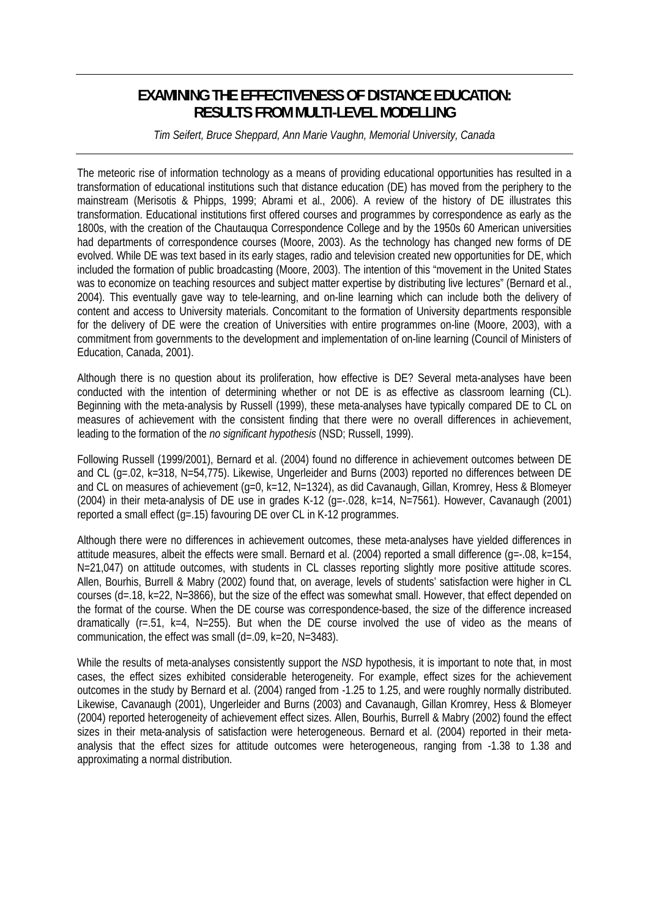# EXAMINING THE EFFECTIVENESS OF DISTANCE EDUCATION: RESULTS FROM MULTI-LEVEL MODELLING

*Tim Seifert, Bruce Sheppard, Ann Marie Vaughn, Memorial University, Canada*

The meteoric rise of information technology as a means of providing educational opportunities has resulted in a transformation of educational institutions such that distance education (DE) has moved from the periphery to the mainstream (Merisotis & Phipps, 1999; Abrami et al., 2006). A review of the history of DE illustrates this transformation. Educational institutions first offered courses and programmes by correspondence as early as the 1800s, with the creation of the Chautauqua Correspondence College and by the 1950s 60 American universities had departments of correspondence courses (Moore, 2003). As the technology has changed new forms of DE evolved. While DE was text based in its early stages, radio and television created new opportunities for DE, which included the formation of public broadcasting (Moore, 2003). The intention of this "movement in the United States was to economize on teaching resources and subject matter expertise by distributing live lectures" (Bernard et al., 2004). This eventually gave way to tele-learning, and on-line learning which can include both the delivery of content and access to University materials. Concomitant to the formation of University departments responsible for the delivery of DE were the creation of Universities with entire programmes on-line (Moore, 2003), with a commitment from governments to the development and implementation of on-line learning (Council of Ministers of Education, Canada, 2001).

Although there is no question about its proliferation, how effective is DE? Several meta-analyses have been conducted with the intention of determining whether or not DE is as effective as classroom learning (CL). Beginning with the meta-analysis by Russell (1999), these meta-analyses have typically compared DE to CL on measures of achievement with the consistent finding that there were no overall differences in achievement, leading to the formation of the *no significant hypothesis* (NSD; Russell, 1999).

Following Russell (1999/2001), Bernard et al. (2004) found no difference in achievement outcomes between DE and CL ($g=.02$, $k=318$, $N=54{,}775$). Likewise, Ungerleider and Burns (2003) reported no differences between DE and CL on measures of achievement ($g=0$, $k=12$, $N=1324$), as did Cavanaugh, Gillan, Kromrey, Hess & Blomeyer (2004) in their meta-analysis of DE use in grades K-12 ($g=-.028$, $k=14$, $N=7561$). However, Cavanaugh (2001) reported a small effect ($g=.15$) favouring DE over CL in K-12 programmes.

Although there were no differences in achievement outcomes, these meta-analyses have yielded differences in attitude measures, albeit the effects were small. Bernard et al. (2004) reported a small difference ($g=-.08$, $k=154$, $N=21{,}047$) on attitude outcomes, with students in CL classes reporting slightly more positive attitude scores. Allen, Bourhis, Burrell & Mabry (2002) found that, on average, levels of students' satisfaction were higher in CL courses ($d=.18$, $k=22$, $N=3866$), but the size of the effect was somewhat small. However, that effect depended on the format of the course. When the DE course was correspondence-based, the size of the difference increased dramatically ($r=.51$, $k=4$, $N=255$). But when the DE course involved the use of video as the means of communication, the effect was small ($d=.09$, $k=20$, $N=3483$).

While the results of meta-analyses consistently support the *NSD* hypothesis, it is important to note that, in most cases, the effect sizes exhibited considerable heterogeneity. For example, effect sizes for the achievement outcomes in the study by Bernard et al. (2004) ranged from -1.25 to 1.25, and were roughly normally distributed. Likewise, Cavanaugh (2001), Ungerleider and Burns (2003) and Cavanaugh, Gillan Kromrey, Hess & Blomeyer (2004) reported heterogeneity of achievement effect sizes. Allen, Bourhis, Burrell & Mabry (2002) found the effect sizes in their meta-analysis of satisfaction were heterogeneous. Bernard et al. (2004) reported in their meta-analysis that the effect sizes for attitude outcomes were heterogeneous, ranging from -1.38 to 1.38 and approximating a normal distribution.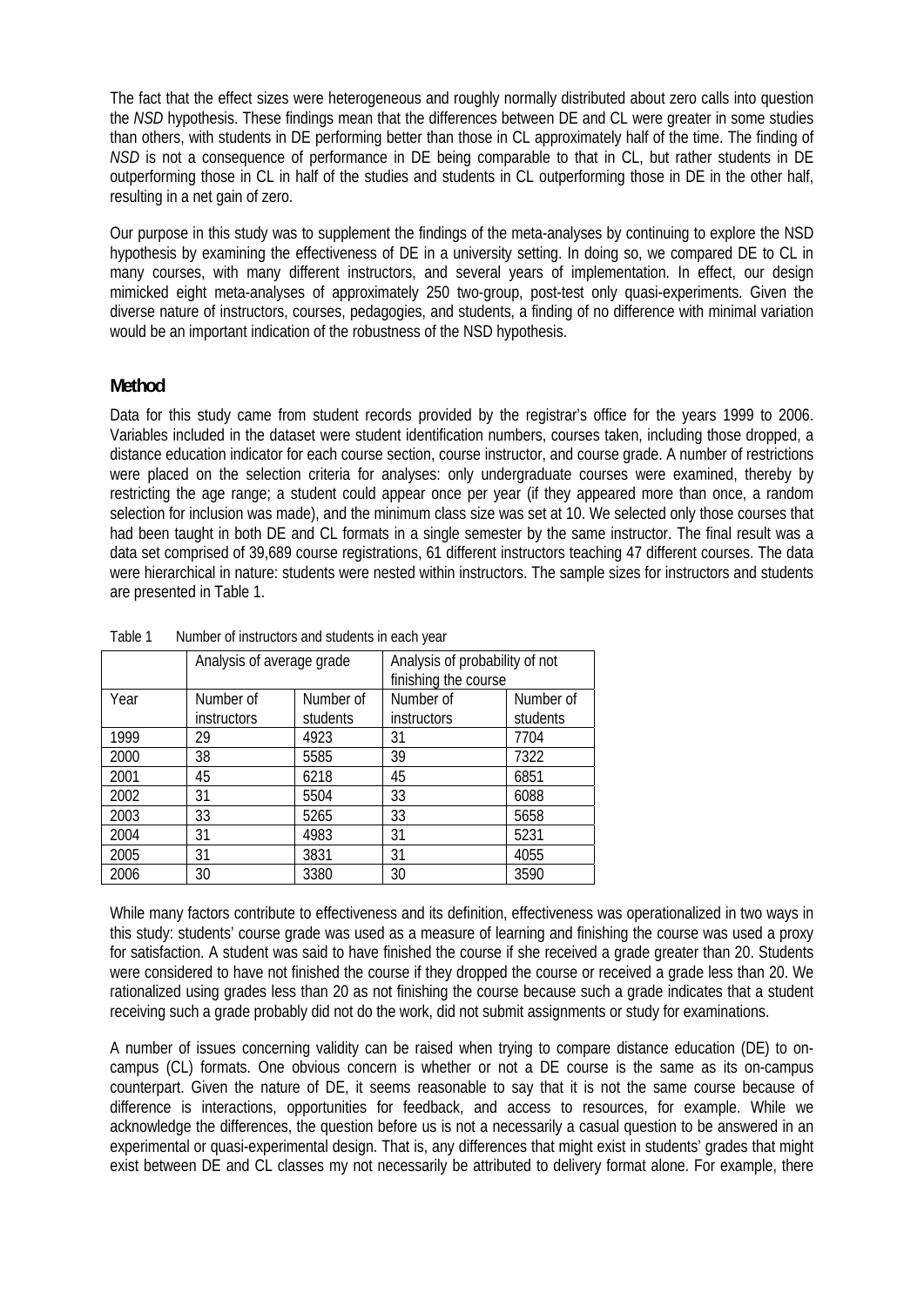The fact that the effect sizes were heterogeneous and roughly normally distributed about zero calls into question the *NSD* hypothesis. These findings mean that the differences between DE and CL were greater in some studies than others, with students in DE performing better than those in CL approximately half of the time. The finding of *NSD* is not a consequence of performance in DE being comparable to that in CL, but rather students in DE outperforming those in CL in half of the studies and students in CL outperforming those in DE in the other half, resulting in a net gain of zero.

Our purpose in this study was to supplement the findings of the meta-analyses by continuing to explore the NSD hypothesis by examining the effectiveness of DE in a university setting. In doing so, we compared DE to CL in many courses, with many different instructors, and several years of implementation. In effect, our design mimicked eight meta-analyses of approximately 250 two-group, post-test only quasi-experiments. Given the diverse nature of instructors, courses, pedagogies, and students, a finding of no difference with minimal variation would be an important indication of the robustness of the NSD hypothesis.

## Method

Data for this study came from student records provided by the registrar's office for the years 1999 to 2006. Variables included in the dataset were student identification numbers, courses taken, including those dropped, a distance education indicator for each course section, course instructor, and course grade. A number of restrictions were placed on the selection criteria for analyses: only undergraduate courses were examined, thereby by restricting the age range; a student could appear once per year (if they appeared more than once, a random selection for inclusion was made), and the minimum class size was set at 10. We selected only those courses that had been taught in both DE and CL formats in a single semester by the same instructor. The final result was a data set comprised of 39,689 course registrations, 61 different instructors teaching 47 different courses. The data were hierarchical in nature: students were nested within instructors. The sample sizes for instructors and students are presented in Table 1.

Table 1 Number of instructors and students in each year

| | Analysis of average grade | | Analysis of probability of not finishing the course | |
|---|---|---|---|---|
| Year | Number of instructors | Number of students | Number of instructors | Number of students |
| 1999 | 29 | 4923 | 31 | 7704 |
| 2000 | 38 | 5585 | 39 | 7322 |
| 2001 | 45 | 6218 | 45 | 6851 |
| 2002 | 31 | 5504 | 33 | 6088 |
| 2003 | 33 | 5265 | 33 | 5658 |
| 2004 | 31 | 4983 | 31 | 5231 |
| 2005 | 31 | 3831 | 31 | 4055 |
| 2006 | 30 | 3380 | 30 | 3590 |

While many factors contribute to effectiveness and its definition, effectiveness was operationalized in two ways in this study: students' course grade was used as a measure of learning and finishing the course was used a proxy for satisfaction. A student was said to have finished the course if she received a grade greater than 20. Students were considered to have not finished the course if they dropped the course or received a grade less than 20. We rationalized using grades less than 20 as not finishing the course because such a grade indicates that a student receiving such a grade probably did not do the work, did not submit assignments or study for examinations.

A number of issues concerning validity can be raised when trying to compare distance education (DE) to on-campus (CL) formats. One obvious concern is whether or not a DE course is the same as its on-campus counterpart. Given the nature of DE, it seems reasonable to say that it is not the same course because of difference is interactions, opportunities for feedback, and access to resources, for example. While we acknowledge the differences, the question before us is not a necessarily a casual question to be answered in an experimental or quasi-experimental design. That is, any differences that might exist in students' grades that might exist between DE and CL classes my not necessarily be attributed to delivery format alone. For example, there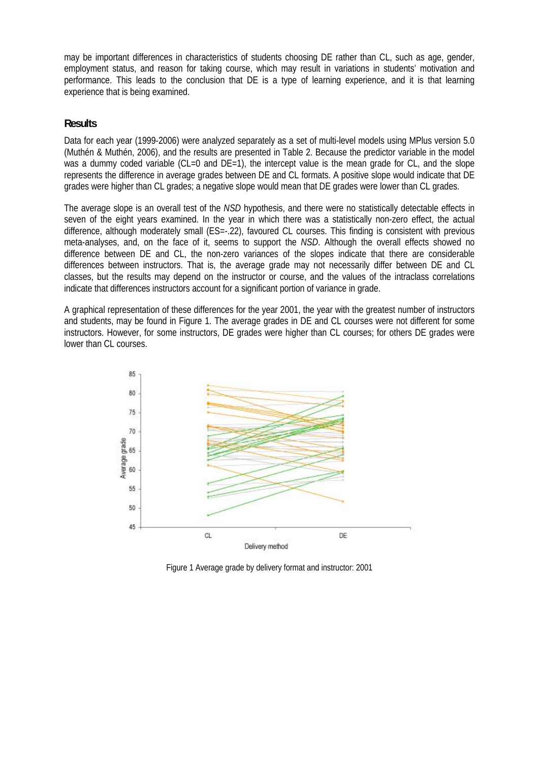may be important differences in characteristics of students choosing DE rather than CL, such as age, gender, employment status, and reason for taking course, which may result in variations in students' motivation and performance. This leads to the conclusion that DE is a type of learning experience, and it is that learning experience that is being examined.

## Results

Data for each year (1999-2006) were analyzed separately as a set of multi-level models using MPlus version 5.0 (Muthén & Muthén, 2006), and the results are presented in Table 2. Because the predictor variable in the model was a dummy coded variable (CL=0 and DE=1), the intercept value is the mean grade for CL, and the slope represents the difference in average grades between DE and CL formats. A positive slope would indicate that DE grades were higher than CL grades; a negative slope would mean that DE grades were lower than CL grades.

The average slope is an overall test of the *NSD* hypothesis, and there were no statistically detectable effects in seven of the eight years examined. In the year in which there was a statistically non-zero effect, the actual difference, although moderately small (ES=-.22), favoured CL courses. This finding is consistent with previous meta-analyses, and, on the face of it, seems to support the *NSD*. Although the overall effects showed no difference between DE and CL, the non-zero variances of the slopes indicate that there are considerable differences between instructors. That is, the average grade may not necessarily differ between DE and CL classes, but the results may depend on the instructor or course, and the values of the intraclass correlations indicate that differences instructors account for a significant portion of variance in grade.

A graphical representation of these differences for the year 2001, the year with the greatest number of instructors and students, may be found in Figure 1. The average grades in DE and CL courses were not different for some instructors. However, for some instructors, DE grades were higher than CL courses; for others DE grades were lower than CL courses.

Figure 1 Average grade by delivery format and instructor: 2001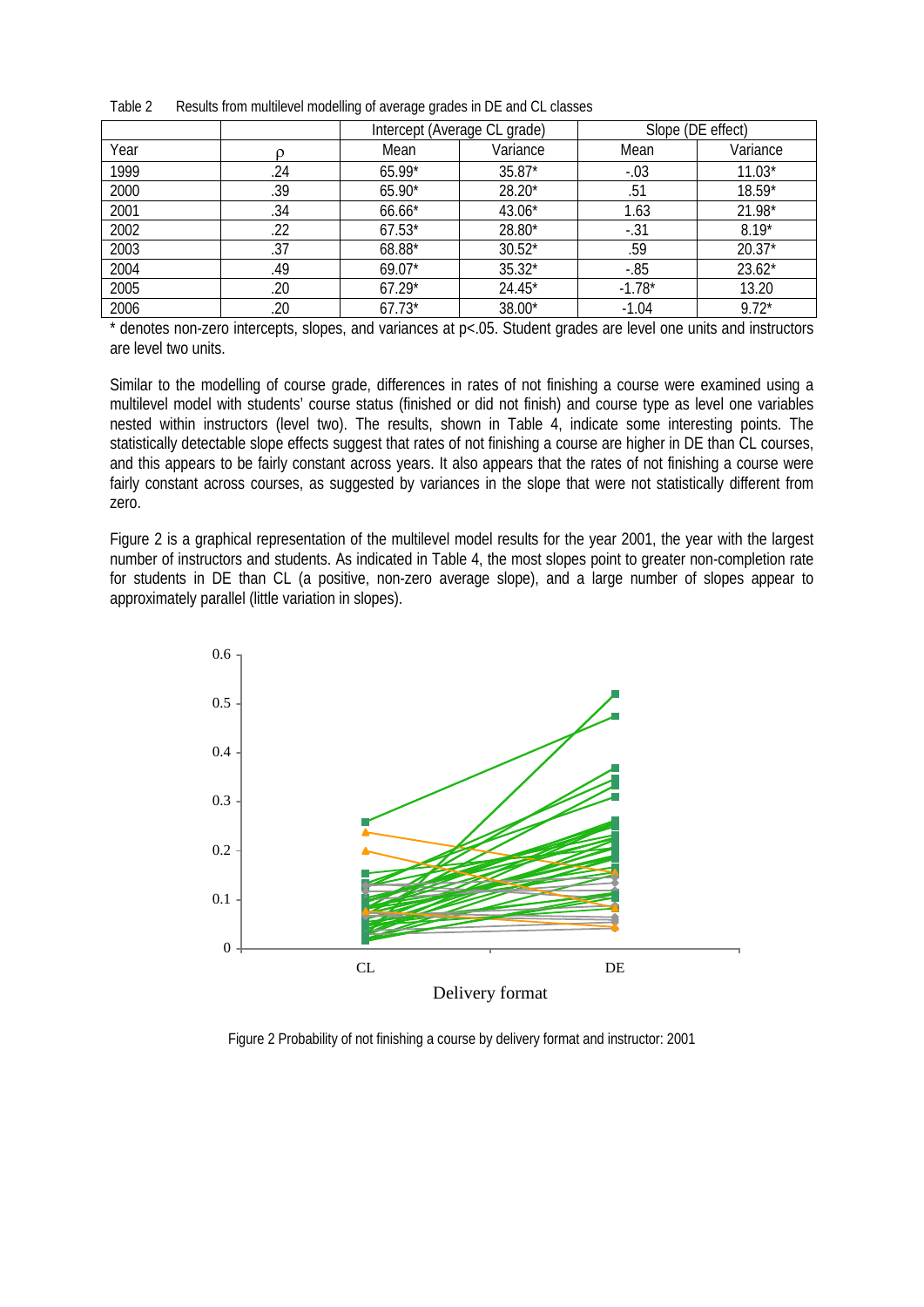Table 2 Results from multilevel modelling of average grades in DE and CL classes

| | | Intercept (Average CL grade) | | Slope (DE effect) | |
|---|---|---|---|---|---|
| Year | ρ | Mean | Variance | Mean | Variance |
| 1999 | .24 | 65.99* | 35.87* | -.03 | 11.03* |
| 2000 | .39 | 65.90* | 28.20* | .51 | 18.59* |
| 2001 | .34 | 66.66* | 43.06* | 1.63 | 21.98* |
| 2002 | .22 | 67.53* | 28.80* | -.31 | 8.19* |
| 2003 | .37 | 68.88* | 30.52* | .59 | 20.37* |
| 2004 | .49 | 69.07* | 35.32* | -.85 | 23.62* |
| 2005 | .20 | 67.29* | 24.45* | -1.78* | 13.20 |
| 2006 | .20 | 67.73* | 38.00* | -1.04 | 9.72* |

* denotes non-zero intercepts, slopes, and variances at p<.05. Student grades are level one units and instructors are level two units.

Similar to the modelling of course grade, differences in rates of not finishing a course were examined using a multilevel model with students' course status (finished or did not finish) and course type as level one variables nested within instructors (level two). The results, shown in Table 4, indicate some interesting points. The statistically detectable slope effects suggest that rates of not finishing a course are higher in DE than CL courses, and this appears to be fairly constant across years. It also appears that the rates of not finishing a course were fairly constant across courses, as suggested by variances in the slope that were not statistically different from zero.

Figure 2 is a graphical representation of the multilevel model results for the year 2001, the year with the largest number of instructors and students. As indicated in Table 4, the most slopes point to greater non-completion rate for students in DE than CL (a positive, non-zero average slope), and a large number of slopes appear to approximately parallel (little variation in slopes).

Figure 2 Probability of not finishing a course by delivery format and instructor: 2001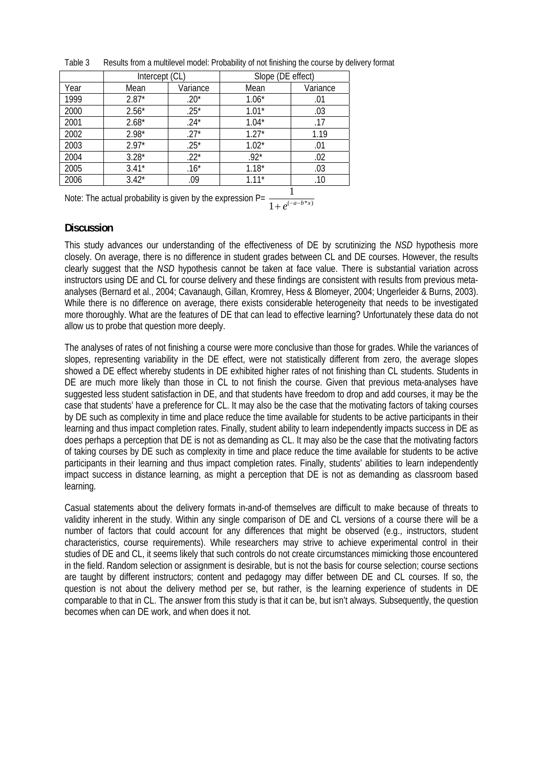Table 3 Results from a multilevel model: Probability of not finishing the course by delivery format

| | Intercept (CL) | | Slope (DE effect) | |
|---|---|---|---|---|
| Year | Mean | Variance | Mean | Variance |
| 1999 | 2.87* | .20* | 1.06* | .01 |
| 2000 | 2.56* | .25* | 1.01* | .03 |
| 2001 | 2.68* | .24* | 1.04* | .17 |
| 2002 | 2.98* | .27* | 1.27* | 1.19 |
| 2003 | 2.97* | .25* | 1.02* | .01 |
| 2004 | 3.28* | .22* | .92* | .02 |
| 2005 | 3.41* | .16* | 1.18* | .03 |
| 2006 | 3.42* | .09 | 1.11* | .10 |

Note: The actual probability is given by the expression $P= \frac{1}{1+e^{(-a-b*x)}}$

## Discussion

This study advances our understanding of the effectiveness of DE by scrutinizing the *NSD* hypothesis more closely. On average, there is no difference in student grades between CL and DE courses. However, the results clearly suggest that the *NSD* hypothesis cannot be taken at face value. There is substantial variation across instructors using DE and CL for course delivery and these findings are consistent with results from previous meta-analyses (Bernard et al., 2004; Cavanaugh, Gillan, Kromrey, Hess & Blomeyer, 2004; Ungerleider & Burns, 2003). While there is no difference on average, there exists considerable heterogeneity that needs to be investigated more thoroughly. What are the features of DE that can lead to effective learning? Unfortunately these data do not allow us to probe that question more deeply.

The analyses of rates of not finishing a course were more conclusive than those for grades. While the variances of slopes, representing variability in the DE effect, were not statistically different from zero, the average slopes showed a DE effect whereby students in DE exhibited higher rates of not finishing than CL students. Students in DE are much more likely than those in CL to not finish the course. Given that previous meta-analyses have suggested less student satisfaction in DE, and that students have freedom to drop and add courses, it may be the case that students' have a preference for CL. It may also be the case that the motivating factors of taking courses by DE such as complexity in time and place reduce the time available for students to be active participants in their learning and thus impact completion rates. Finally, student ability to learn independently impacts success in DE as does perhaps a perception that DE is not as demanding as CL. It may also be the case that the motivating factors of taking courses by DE such as complexity in time and place reduce the time available for students to be active participants in their learning and thus impact completion rates. Finally, students' abilities to learn independently impact success in distance learning, as might a perception that DE is not as demanding as classroom based learning.

Casual statements about the delivery formats in-and-of themselves are difficult to make because of threats to validity inherent in the study. Within any single comparison of DE and CL versions of a course there will be a number of factors that could account for any differences that might be observed (e.g., instructors, student characteristics, course requirements). While researchers may strive to achieve experimental control in their studies of DE and CL, it seems likely that such controls do not create circumstances mimicking those encountered in the field. Random selection or assignment is desirable, but is not the basis for course selection; course sections are taught by different instructors; content and pedagogy may differ between DE and CL courses. If so, the question is not about the delivery method per se, but rather, is the learning experience of students in DE comparable to that in CL. The answer from this study is that it can be, but isn't always. Subsequently, the question becomes when can DE work, and when does it not.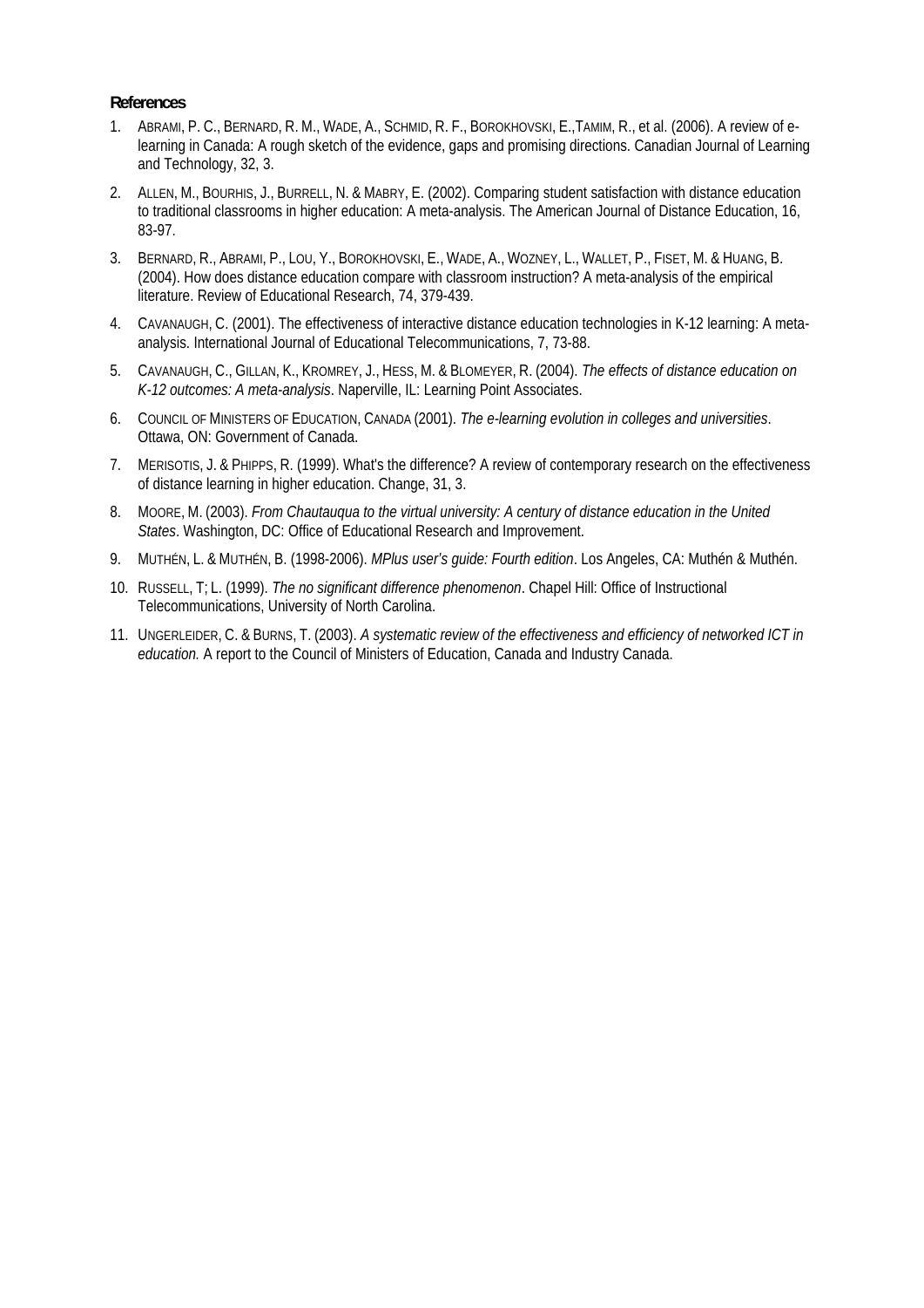**References**

1. Abrami, P. C., Bernard, R. M., Wade, A., Schmid, R. F., Borokhovski, E.,Tamim, R., et al. (2006). A review of e-learning in Canada: A rough sketch of the evidence, gaps and promising directions. Canadian Journal of Learning and Technology, 32, 3.
2. Allen, M., Bourhis, J., Burrell, N. & Mabry, E. (2002). Comparing student satisfaction with distance education to traditional classrooms in higher education: A meta-analysis. The American Journal of Distance Education, 16, 83-97.
3. Bernard, R., Abrami, P., Lou, Y., Borokhovski, E., Wade, A., Wozney, L., Wallet, P., Fiset, M. & Huang, B. (2004). How does distance education compare with classroom instruction? A meta-analysis of the empirical literature. Review of Educational Research, 74, 379-439.
4. Cavanaugh, C. (2001). The effectiveness of interactive distance education technologies in K-12 learning: A meta-analysis. International Journal of Educational Telecommunications, 7, 73-88.
5. Cavanaugh, C., Gillan, K., Kromrey, J., Hess, M. & Blomeyer, R. (2004). *The effects of distance education on K-12 outcomes: A meta-analysis*. Naperville, IL: Learning Point Associates.
6. Council of Ministers of Education, Canada (2001). *The e-learning evolution in colleges and universities*. Ottawa, ON: Government of Canada.
7. Merisotis, J. & Phipps, R. (1999). What's the difference? A review of contemporary research on the effectiveness of distance learning in higher education. Change, 31, 3.
8. Moore, M. (2003). *From Chautauqua to the virtual university: A century of distance education in the United States*. Washington, DC: Office of Educational Research and Improvement.
9. Muthén, L. & Muthén, B. (1998-2006). *MPlus user's guide: Fourth edition*. Los Angeles, CA: Muthén & Muthén.
10. Russell, T; L. (1999). *The no significant difference phenomenon*. Chapel Hill: Office of Instructional Telecommunications, University of North Carolina.
11. Ungerleider, C. & Burns, T. (2003). *A systematic review of the effectiveness and efficiency of networked ICT in education.* A report to the Council of Ministers of Education, Canada and Industry Canada.